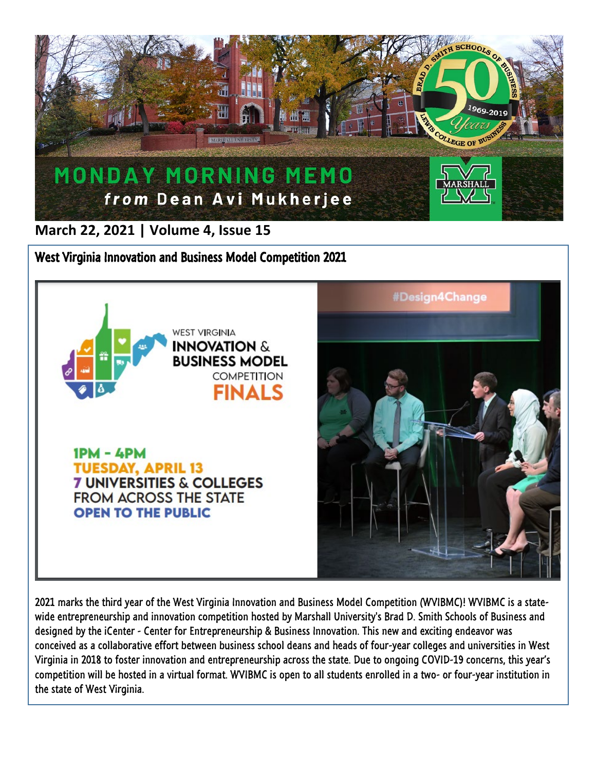# MONDAY MORNING MEMO

*from* **Dean Avi Mukherjee**

**March 22, 2021 | Volume 4, Issue 15**

## West Virginia Innovation and Business Model Competition 2021

WEST VIRGINIA INNOVATION & BUSINESS MODEL COMPETITION FINALS

1PM - 4PM
TUESDAY, APRIL 13
7 UNIVERSITIES & COLLEGES FROM ACROSS THE STATE
OPEN TO THE PUBLIC

2021 marks the third year of the West Virginia Innovation and Business Model Competition (WVIBMC)! WVIBMC is a statewide entrepreneurship and innovation competition hosted by Marshall University's Brad D. Smith Schools of Business and designed by the iCenter - Center for Entrepreneurship & Business Innovation. This new and exciting endeavor was conceived as a collaborative effort between business school deans and heads of four-year colleges and universities in West Virginia in 2018 to foster innovation and entrepreneurship across the state. Due to ongoing COVID-19 concerns, this year's competition will be hosted in a virtual format. WVIBMC is open to all students enrolled in a two- or four-year institution in the state of West Virginia.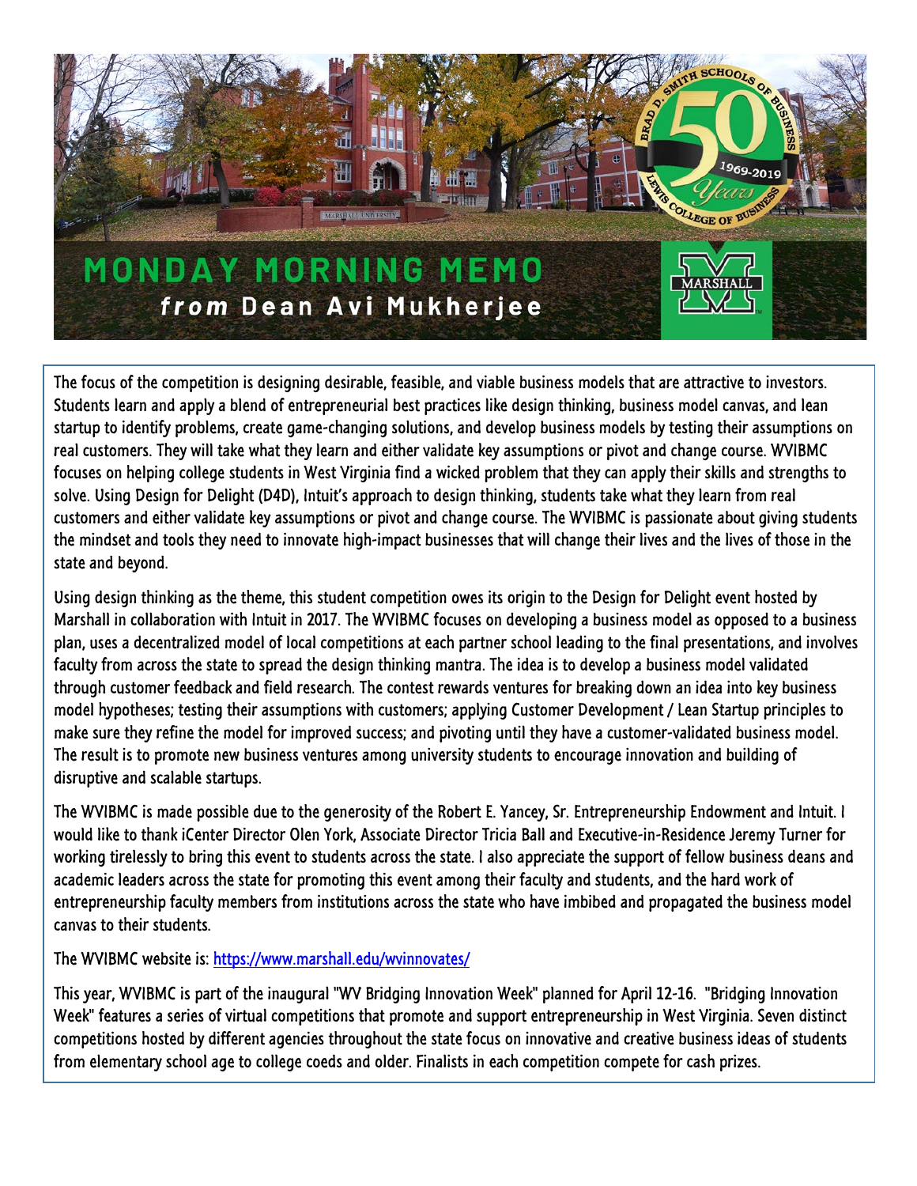# MONDAY MORNING MEMO

***from* Dean Avi Mukherjee**

The focus of the competition is designing desirable, feasible, and viable business models that are attractive to investors. Students learn and apply a blend of entrepreneurial best practices like design thinking, business model canvas, and lean startup to identify problems, create game-changing solutions, and develop business models by testing their assumptions on real customers. They will take what they learn and either validate key assumptions or pivot and change course. WVIBMC focuses on helping college students in West Virginia find a wicked problem that they can apply their skills and strengths to solve. Using Design for Delight (D4D), Intuit's approach to design thinking, students take what they learn from real customers and either validate key assumptions or pivot and change course. The WVIBMC is passionate about giving students the mindset and tools they need to innovate high-impact businesses that will change their lives and the lives of those in the state and beyond.

Using design thinking as the theme, this student competition owes its origin to the Design for Delight event hosted by Marshall in collaboration with Intuit in 2017. The WVIBMC focuses on developing a business model as opposed to a business plan, uses a decentralized model of local competitions at each partner school leading to the final presentations, and involves faculty from across the state to spread the design thinking mantra. The idea is to develop a business model validated through customer feedback and field research. The contest rewards ventures for breaking down an idea into key business model hypotheses; testing their assumptions with customers; applying Customer Development / Lean Startup principles to make sure they refine the model for improved success; and pivoting until they have a customer-validated business model. The result is to promote new business ventures among university students to encourage innovation and building of disruptive and scalable startups.

The WVIBMC is made possible due to the generosity of the Robert E. Yancey, Sr. Entrepreneurship Endowment and Intuit. I would like to thank iCenter Director Olen York, Associate Director Tricia Ball and Executive-in-Residence Jeremy Turner for working tirelessly to bring this event to students across the state. I also appreciate the support of fellow business deans and academic leaders across the state for promoting this event among their faculty and students, and the hard work of entrepreneurship faculty members from institutions across the state who have imbibed and propagated the business model canvas to their students.

The WVIBMC website is: [https://www.marshall.edu/wvinnovates/](https://www.marshall.edu/wvinnovates/)

This year, WVIBMC is part of the inaugural "WV Bridging Innovation Week" planned for April 12-16. "Bridging Innovation Week" features a series of virtual competitions that promote and support entrepreneurship in West Virginia. Seven distinct competitions hosted by different agencies throughout the state focus on innovative and creative business ideas of students from elementary school age to college coeds and older. Finalists in each competition compete for cash prizes.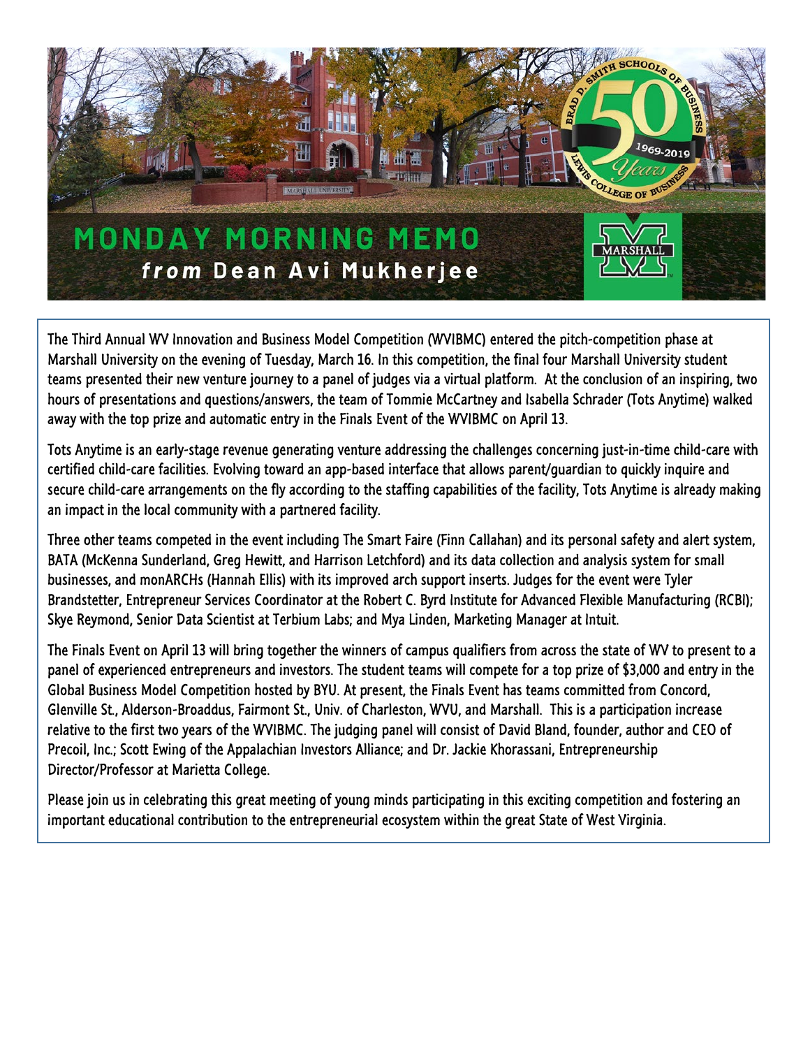# MONDAY MORNING MEMO

***from* Dean Avi Mukherjee**

The Third Annual WV Innovation and Business Model Competition (WVIBMC) entered the pitch-competition phase at Marshall University on the evening of Tuesday, March 16. In this competition, the final four Marshall University student teams presented their new venture journey to a panel of judges via a virtual platform. At the conclusion of an inspiring, two hours of presentations and questions/answers, the team of Tommie McCartney and Isabella Schrader (Tots Anytime) walked away with the top prize and automatic entry in the Finals Event of the WVIBMC on April 13.

Tots Anytime is an early-stage revenue generating venture addressing the challenges concerning just-in-time child-care with certified child-care facilities. Evolving toward an app-based interface that allows parent/guardian to quickly inquire and secure child-care arrangements on the fly according to the staffing capabilities of the facility, Tots Anytime is already making an impact in the local community with a partnered facility.

Three other teams competed in the event including The Smart Faire (Finn Callahan) and its personal safety and alert system, BATA (McKenna Sunderland, Greg Hewitt, and Harrison Letchford) and its data collection and analysis system for small businesses, and monARCHs (Hannah Ellis) with its improved arch support inserts. Judges for the event were Tyler Brandstetter, Entrepreneur Services Coordinator at the Robert C. Byrd Institute for Advanced Flexible Manufacturing (RCBI); Skye Reymond, Senior Data Scientist at Terbium Labs; and Mya Linden, Marketing Manager at Intuit.

The Finals Event on April 13 will bring together the winners of campus qualifiers from across the state of WV to present to a panel of experienced entrepreneurs and investors. The student teams will compete for a top prize of $3,000 and entry in the Global Business Model Competition hosted by BYU. At present, the Finals Event has teams committed from Concord, Glenville St., Alderson-Broaddus, Fairmont St., Univ. of Charleston, WVU, and Marshall. This is a participation increase relative to the first two years of the WVIBMC. The judging panel will consist of David Bland, founder, author and CEO of Precoil, Inc.; Scott Ewing of the Appalachian Investors Alliance; and Dr. Jackie Khorassani, Entrepreneurship Director/Professor at Marietta College.

Please join us in celebrating this great meeting of young minds participating in this exciting competition and fostering an important educational contribution to the entrepreneurial ecosystem within the great State of West Virginia.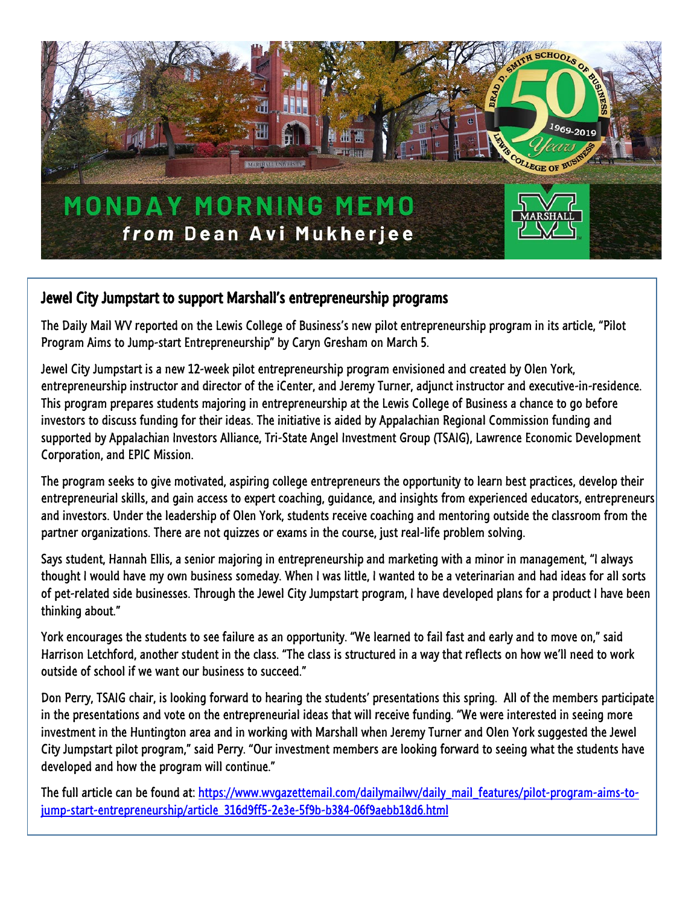# MONDAY MORNING MEMO

*from* **Dean Avi Mukherjee**

## Jewel City Jumpstart to support Marshall's entrepreneurship programs

The Daily Mail WV reported on the Lewis College of Business's new pilot entrepreneurship program in its article, "Pilot Program Aims to Jump-start Entrepreneurship" by Caryn Gresham on March 5.

Jewel City Jumpstart is a new 12-week pilot entrepreneurship program envisioned and created by Olen York, entrepreneurship instructor and director of the iCenter, and Jeremy Turner, adjunct instructor and executive-in-residence. This program prepares students majoring in entrepreneurship at the Lewis College of Business a chance to go before investors to discuss funding for their ideas. The initiative is aided by Appalachian Regional Commission funding and supported by Appalachian Investors Alliance, Tri-State Angel Investment Group (TSAIG), Lawrence Economic Development Corporation, and EPIC Mission.

The program seeks to give motivated, aspiring college entrepreneurs the opportunity to learn best practices, develop their entrepreneurial skills, and gain access to expert coaching, guidance, and insights from experienced educators, entrepreneurs and investors. Under the leadership of Olen York, students receive coaching and mentoring outside the classroom from the partner organizations. There are not quizzes or exams in the course, just real-life problem solving.

Says student, Hannah Ellis, a senior majoring in entrepreneurship and marketing with a minor in management, "I always thought I would have my own business someday. When I was little, I wanted to be a veterinarian and had ideas for all sorts of pet-related side businesses. Through the Jewel City Jumpstart program, I have developed plans for a product I have been thinking about."

York encourages the students to see failure as an opportunity. "We learned to fail fast and early and to move on," said Harrison Letchford, another student in the class. "The class is structured in a way that reflects on how we'll need to work outside of school if we want our business to succeed."

Don Perry, TSAIG chair, is looking forward to hearing the students' presentations this spring. All of the members participate in the presentations and vote on the entrepreneurial ideas that will receive funding. "We were interested in seeing more investment in the Huntington area and in working with Marshall when Jeremy Turner and Olen York suggested the Jewel City Jumpstart pilot program," said Perry. "Our investment members are looking forward to seeing what the students have developed and how the program will continue."

The full article can be found at: [https://www.wvgazettemail.com/dailymailwv/daily_mail_features/pilot-program-aims-to-jump-start-entrepreneurship/article_316d9ff5-2e3e-5f9b-b384-06f9aebb18d6.html](https://www.wvgazettemail.com/dailymailwv/daily_mail_features/pilot-program-aims-to-jump-start-entrepreneurship/article_316d9ff5-2e3e-5f9b-b384-06f9aebb18d6.html)